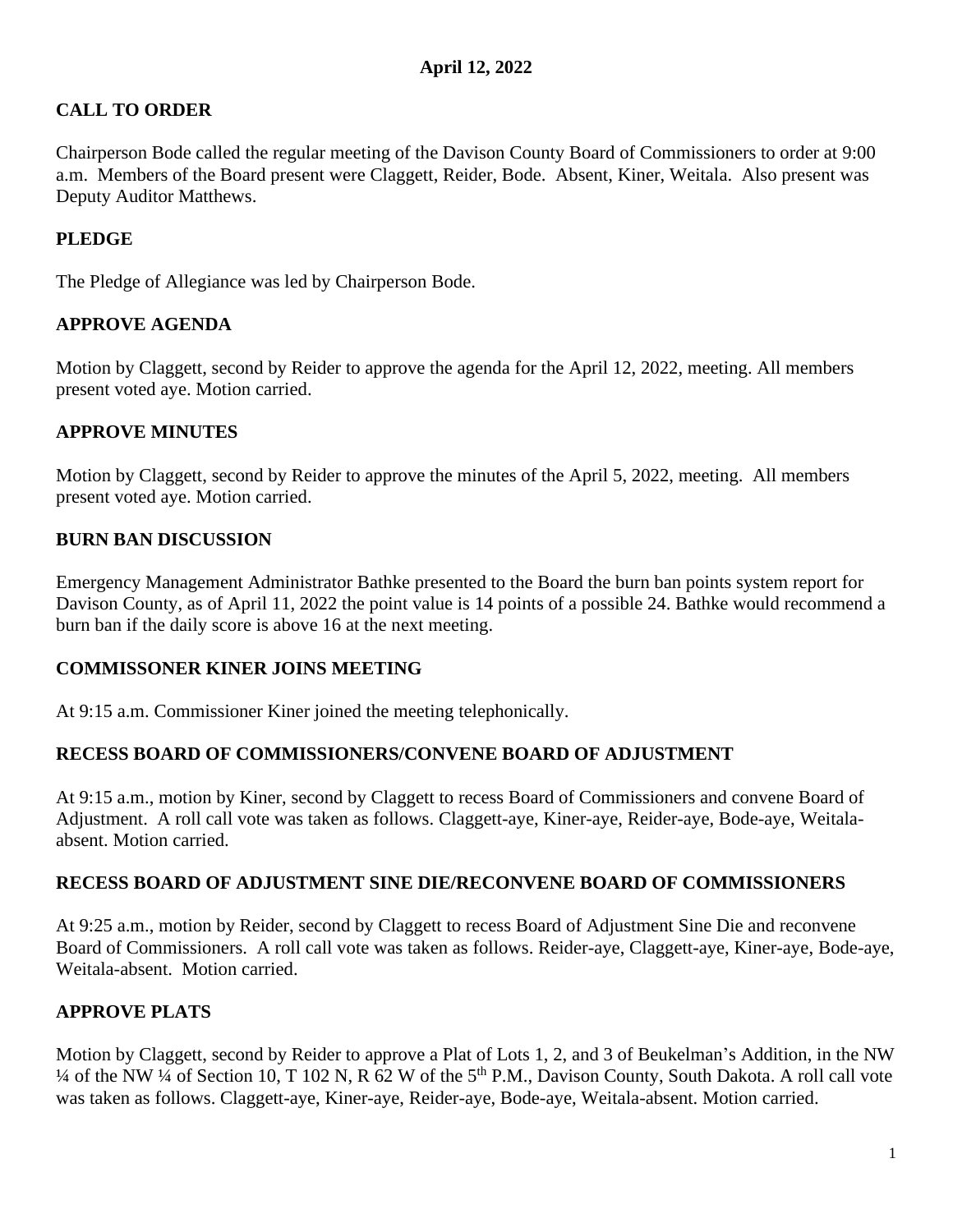**April 12, 2022**

## CALL TO ORDER

Chairperson Bode called the regular meeting of the Davison County Board of Commissioners to order at 9:00 a.m. Members of the Board present were Claggett, Reider, Bode. Absent, Kiner, Weitala. Also present was Deputy Auditor Matthews.

## PLEDGE

The Pledge of Allegiance was led by Chairperson Bode.

## APPROVE AGENDA

Motion by Claggett, second by Reider to approve the agenda for the April 12, 2022, meeting. All members present voted aye. Motion carried.

## APPROVE MINUTES

Motion by Claggett, second by Reider to approve the minutes of the April 5, 2022, meeting. All members present voted aye. Motion carried.

## BURN BAN DISCUSSION

Emergency Management Administrator Bathke presented to the Board the burn ban points system report for Davison County, as of April 11, 2022 the point value is 14 points of a possible 24. Bathke would recommend a burn ban if the daily score is above 16 at the next meeting.

## COMMISSONER KINER JOINS MEETING

At 9:15 a.m. Commissioner Kiner joined the meeting telephonically.

## RECESS BOARD OF COMMISSIONERS/CONVENE BOARD OF ADJUSTMENT

At 9:15 a.m., motion by Kiner, second by Claggett to recess Board of Commissioners and convene Board of Adjustment. A roll call vote was taken as follows. Claggett-aye, Kiner-aye, Reider-aye, Bode-aye, Weitala-absent. Motion carried.

## RECESS BOARD OF ADJUSTMENT SINE DIE/RECONVENE BOARD OF COMMISSIONERS

At 9:25 a.m., motion by Reider, second by Claggett to recess Board of Adjustment Sine Die and reconvene Board of Commissioners. A roll call vote was taken as follows. Reider-aye, Claggett-aye, Kiner-aye, Bode-aye, Weitala-absent. Motion carried.

## APPROVE PLATS

Motion by Claggett, second by Reider to approve a Plat of Lots 1, 2, and 3 of Beukelman's Addition, in the NW ¼ of the NW ¼ of Section 10, T 102 N, R 62 W of the 5th P.M., Davison County, South Dakota. A roll call vote was taken as follows. Claggett-aye, Kiner-aye, Reider-aye, Bode-aye, Weitala-absent. Motion carried.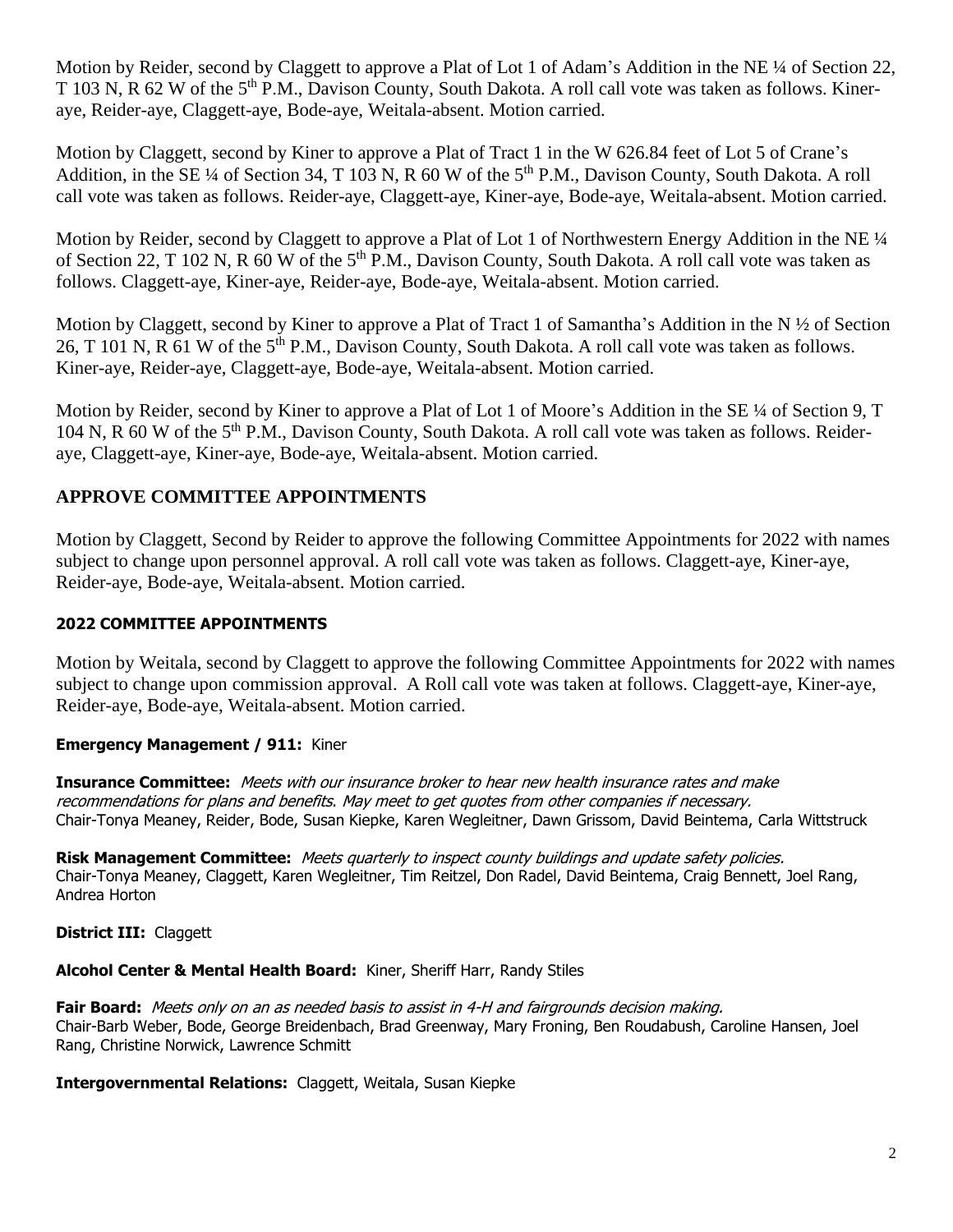Motion by Reider, second by Claggett to approve a Plat of Lot 1 of Adam's Addition in the NE ¼ of Section 22, T 103 N, R 62 W of the 5th P.M., Davison County, South Dakota. A roll call vote was taken as follows. Kiner-aye, Reider-aye, Claggett-aye, Bode-aye, Weitala-absent. Motion carried.

Motion by Claggett, second by Kiner to approve a Plat of Tract 1 in the W 626.84 feet of Lot 5 of Crane's Addition, in the SE ¼ of Section 34, T 103 N, R 60 W of the 5th P.M., Davison County, South Dakota. A roll call vote was taken as follows. Reider-aye, Claggett-aye, Kiner-aye, Bode-aye, Weitala-absent. Motion carried.

Motion by Reider, second by Claggett to approve a Plat of Lot 1 of Northwestern Energy Addition in the NE ¼ of Section 22, T 102 N, R 60 W of the 5th P.M., Davison County, South Dakota. A roll call vote was taken as follows. Claggett-aye, Kiner-aye, Reider-aye, Bode-aye, Weitala-absent. Motion carried.

Motion by Claggett, second by Kiner to approve a Plat of Tract 1 of Samantha's Addition in the N ½ of Section 26, T 101 N, R 61 W of the 5th P.M., Davison County, South Dakota. A roll call vote was taken as follows. Kiner-aye, Reider-aye, Claggett-aye, Bode-aye, Weitala-absent. Motion carried.

Motion by Reider, second by Kiner to approve a Plat of Lot 1 of Moore's Addition in the SE ¼ of Section 9, T 104 N, R 60 W of the 5th P.M., Davison County, South Dakota. A roll call vote was taken as follows. Reider-aye, Claggett-aye, Kiner-aye, Bode-aye, Weitala-absent. Motion carried.

## APPROVE COMMITTEE APPOINTMENTS

Motion by Claggett, Second by Reider to approve the following Committee Appointments for 2022 with names subject to change upon personnel approval. A roll call vote was taken as follows. Claggett-aye, Kiner-aye, Reider-aye, Bode-aye, Weitala-absent. Motion carried.

### 2022 COMMITTEE APPOINTMENTS

Motion by Weitala, second by Claggett to approve the following Committee Appointments for 2022 with names subject to change upon commission approval. A Roll call vote was taken at follows. Claggett-aye, Kiner-aye, Reider-aye, Bode-aye, Weitala-absent. Motion carried.

**Emergency Management / 911:** Kiner

**Insurance Committee:** *Meets with our insurance broker to hear new health insurance rates and make recommendations for plans and benefits. May meet to get quotes from other companies if necessary.*
Chair-Tonya Meaney, Reider, Bode, Susan Kiepke, Karen Wegleitner, Dawn Grissom, David Beintema, Carla Wittstruck

**Risk Management Committee:** *Meets quarterly to inspect county buildings and update safety policies.*
Chair-Tonya Meaney, Claggett, Karen Wegleitner, Tim Reitzel, Don Radel, David Beintema, Craig Bennett, Joel Rang, Andrea Horton

**District III:** Claggett

**Alcohol Center & Mental Health Board:** Kiner, Sheriff Harr, Randy Stiles

**Fair Board:** *Meets only on an as needed basis to assist in 4-H and fairgrounds decision making.*
Chair-Barb Weber, Bode, George Breidenbach, Brad Greenway, Mary Froning, Ben Roudabush, Caroline Hansen, Joel Rang, Christine Norwick, Lawrence Schmitt

**Intergovernmental Relations:** Claggett, Weitala, Susan Kiepke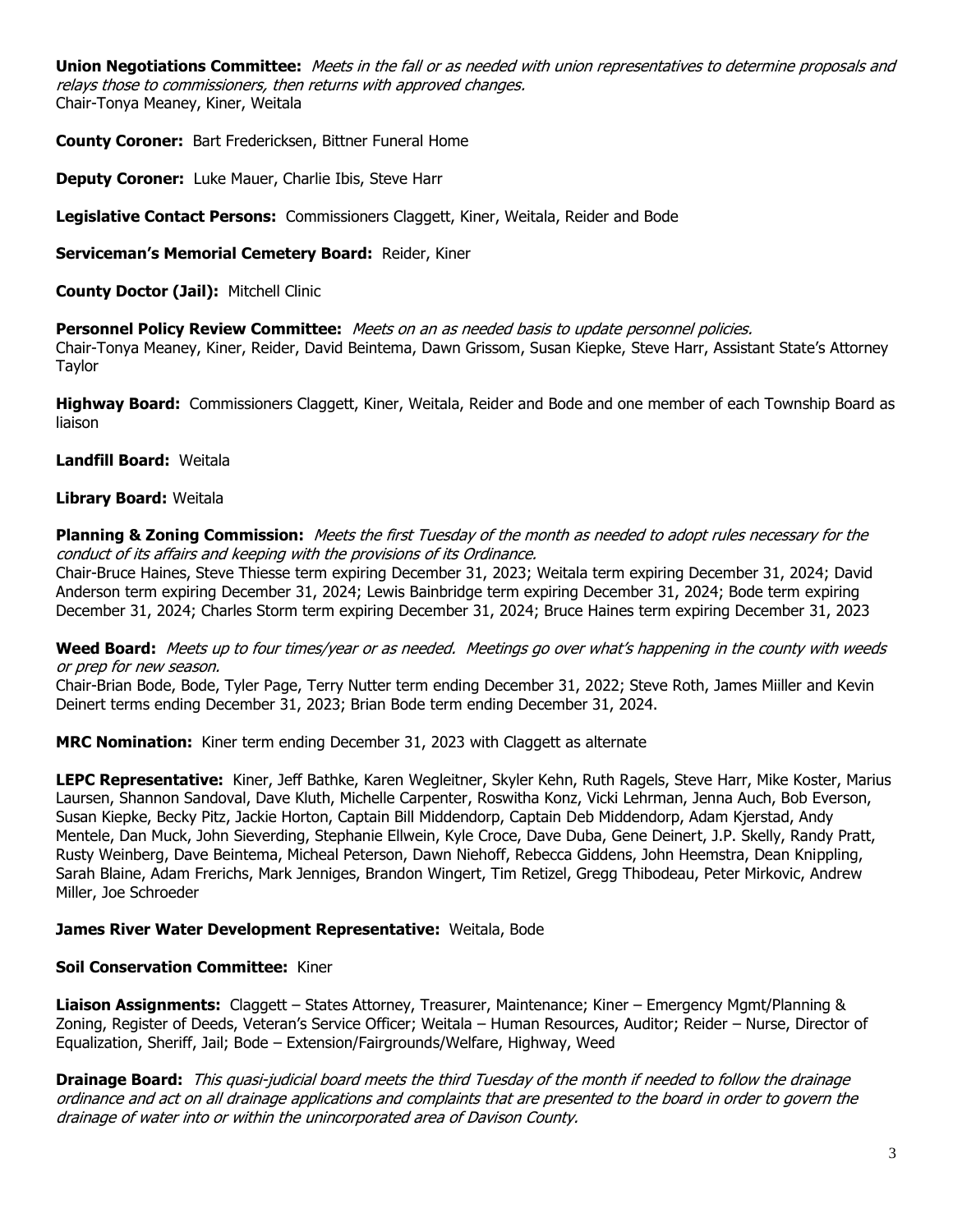**Union Negotiations Committee:** *Meets in the fall or as needed with union representatives to determine proposals and relays those to commissioners, then returns with approved changes.*
Chair-Tonya Meaney, Kiner, Weitala

**County Coroner:** Bart Fredericksen, Bittner Funeral Home

**Deputy Coroner:** Luke Mauer, Charlie Ibis, Steve Harr

**Legislative Contact Persons:** Commissioners Claggett, Kiner, Weitala, Reider and Bode

**Serviceman's Memorial Cemetery Board:** Reider, Kiner

**County Doctor (Jail):** Mitchell Clinic

**Personnel Policy Review Committee:** *Meets on an as needed basis to update personnel policies.*
Chair-Tonya Meaney, Kiner, Reider, David Beintema, Dawn Grissom, Susan Kiepke, Steve Harr, Assistant State's Attorney Taylor

**Highway Board:** Commissioners Claggett, Kiner, Weitala, Reider and Bode and one member of each Township Board as liaison

**Landfill Board:** Weitala

**Library Board:** Weitala

**Planning & Zoning Commission:** *Meets the first Tuesday of the month as needed to adopt rules necessary for the conduct of its affairs and keeping with the provisions of its Ordinance.*
Chair-Bruce Haines, Steve Thiesse term expiring December 31, 2023; Weitala term expiring December 31, 2024; David Anderson term expiring December 31, 2024; Lewis Bainbridge term expiring December 31, 2024; Bode term expiring December 31, 2024; Charles Storm term expiring December 31, 2024; Bruce Haines term expiring December 31, 2023

**Weed Board:** *Meets up to four times/year or as needed. Meetings go over what's happening in the county with weeds or prep for new season.*
Chair-Brian Bode, Bode, Tyler Page, Terry Nutter term ending December 31, 2022; Steve Roth, James Miiller and Kevin Deinert terms ending December 31, 2023; Brian Bode term ending December 31, 2024.

**MRC Nomination:** Kiner term ending December 31, 2023 with Claggett as alternate

**LEPC Representative:** Kiner, Jeff Bathke, Karen Wegleitner, Skyler Kehn, Ruth Ragels, Steve Harr, Mike Koster, Marius Laursen, Shannon Sandoval, Dave Kluth, Michelle Carpenter, Roswitha Konz, Vicki Lehrman, Jenna Auch, Bob Everson, Susan Kiepke, Becky Pitz, Jackie Horton, Captain Bill Middendorp, Captain Deb Middendorp, Adam Kjerstad, Andy Mentele, Dan Muck, John Sieverding, Stephanie Ellwein, Kyle Croce, Dave Duba, Gene Deinert, J.P. Skelly, Randy Pratt, Rusty Weinberg, Dave Beintema, Micheal Peterson, Dawn Niehoff, Rebecca Giddens, John Heemstra, Dean Knippling, Sarah Blaine, Adam Frerichs, Mark Jenniges, Brandon Wingert, Tim Retizel, Gregg Thibodeau, Peter Mirkovic, Andrew Miller, Joe Schroeder

**James River Water Development Representative:** Weitala, Bode

**Soil Conservation Committee:** Kiner

**Liaison Assignments:** Claggett – States Attorney, Treasurer, Maintenance; Kiner – Emergency Mgmt/Planning & Zoning, Register of Deeds, Veteran's Service Officer; Weitala – Human Resources, Auditor; Reider – Nurse, Director of Equalization, Sheriff, Jail; Bode – Extension/Fairgrounds/Welfare, Highway, Weed

**Drainage Board:** *This quasi-judicial board meets the third Tuesday of the month if needed to follow the drainage ordinance and act on all drainage applications and complaints that are presented to the board in order to govern the drainage of water into or within the unincorporated area of Davison County.*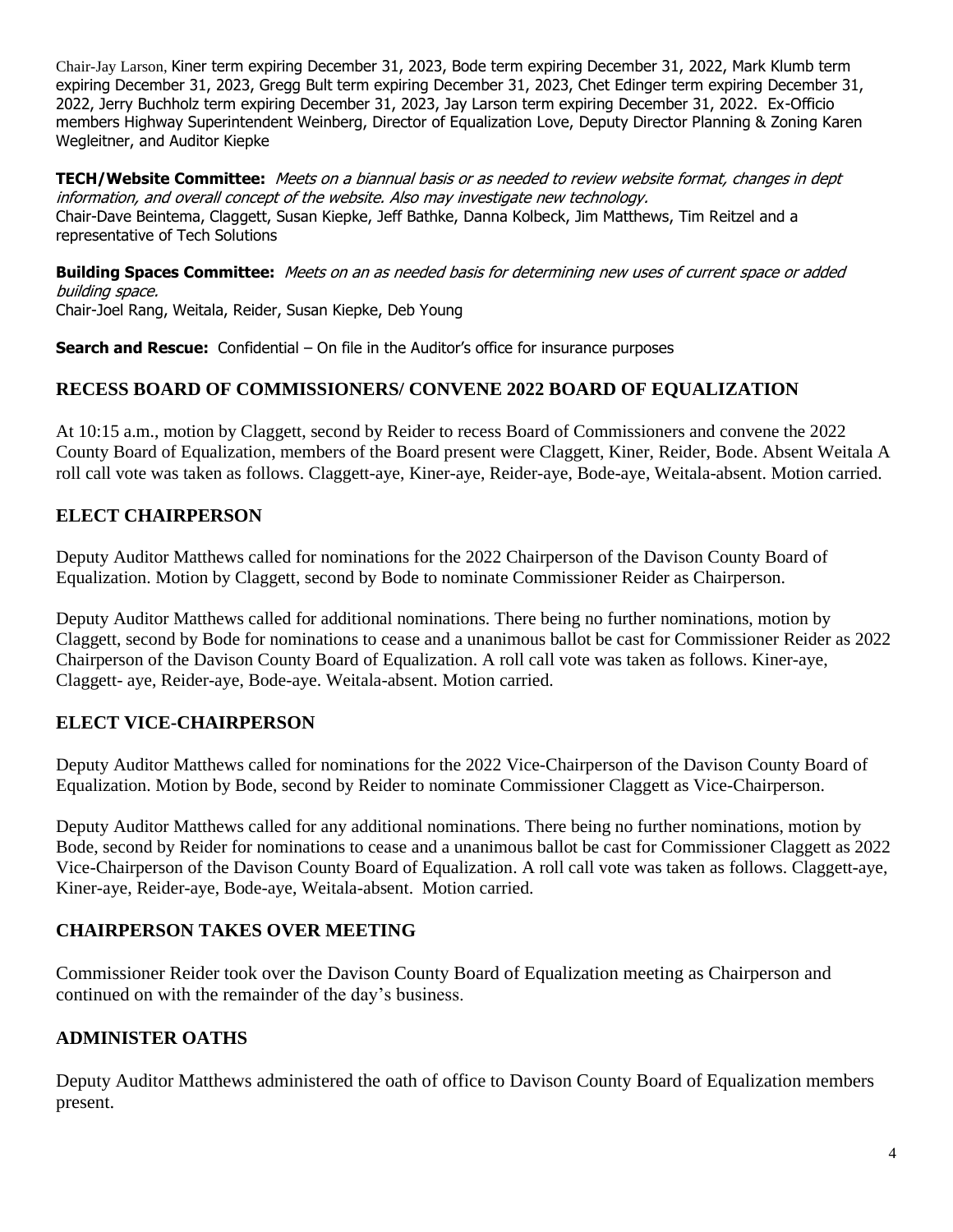Chair-Jay Larson, Kiner term expiring December 31, 2023, Bode term expiring December 31, 2022, Mark Klumb term expiring December 31, 2023, Gregg Bult term expiring December 31, 2023, Chet Edinger term expiring December 31, 2022, Jerry Buchholz term expiring December 31, 2023, Jay Larson term expiring December 31, 2022. Ex-Officio members Highway Superintendent Weinberg, Director of Equalization Love, Deputy Director Planning & Zoning Karen Wegleitner, and Auditor Kiepke

**TECH/Website Committee:** *Meets on a biannual basis or as needed to review website format, changes in dept information, and overall concept of the website. Also may investigate new technology.*
Chair-Dave Beintema, Claggett, Susan Kiepke, Jeff Bathke, Danna Kolbeck, Jim Matthews, Tim Reitzel and a representative of Tech Solutions

**Building Spaces Committee:** *Meets on an as needed basis for determining new uses of current space or added building space.*
Chair-Joel Rang, Weitala, Reider, Susan Kiepke, Deb Young

**Search and Rescue:** Confidential – On file in the Auditor's office for insurance purposes

## RECESS BOARD OF COMMISSIONERS/ CONVENE 2022 BOARD OF EQUALIZATION

At 10:15 a.m., motion by Claggett, second by Reider to recess Board of Commissioners and convene the 2022 County Board of Equalization, members of the Board present were Claggett, Kiner, Reider, Bode. Absent Weitala A roll call vote was taken as follows. Claggett-aye, Kiner-aye, Reider-aye, Bode-aye, Weitala-absent. Motion carried.

## ELECT CHAIRPERSON

Deputy Auditor Matthews called for nominations for the 2022 Chairperson of the Davison County Board of Equalization. Motion by Claggett, second by Bode to nominate Commissioner Reider as Chairperson.

Deputy Auditor Matthews called for additional nominations. There being no further nominations, motion by Claggett, second by Bode for nominations to cease and a unanimous ballot be cast for Commissioner Reider as 2022 Chairperson of the Davison County Board of Equalization. A roll call vote was taken as follows. Kiner-aye, Claggett- aye, Reider-aye, Bode-aye. Weitala-absent. Motion carried.

## ELECT VICE-CHAIRPERSON

Deputy Auditor Matthews called for nominations for the 2022 Vice-Chairperson of the Davison County Board of Equalization. Motion by Bode, second by Reider to nominate Commissioner Claggett as Vice-Chairperson.

Deputy Auditor Matthews called for any additional nominations. There being no further nominations, motion by Bode, second by Reider for nominations to cease and a unanimous ballot be cast for Commissioner Claggett as 2022 Vice-Chairperson of the Davison County Board of Equalization. A roll call vote was taken as follows. Claggett-aye, Kiner-aye, Reider-aye, Bode-aye, Weitala-absent. Motion carried.

## CHAIRPERSON TAKES OVER MEETING

Commissioner Reider took over the Davison County Board of Equalization meeting as Chairperson and continued on with the remainder of the day's business.

## ADMINISTER OATHS

Deputy Auditor Matthews administered the oath of office to Davison County Board of Equalization members present.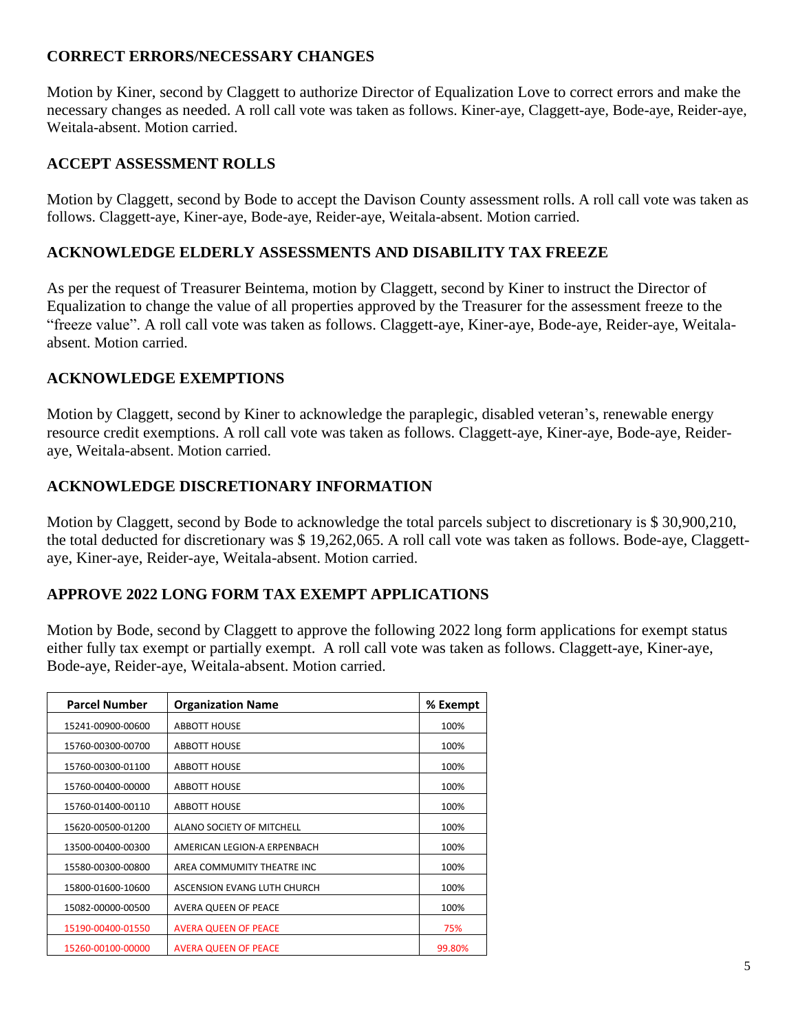## CORRECT ERRORS/NECESSARY CHANGES

Motion by Kiner, second by Claggett to authorize Director of Equalization Love to correct errors and make the necessary changes as needed. A roll call vote was taken as follows. Kiner-aye, Claggett-aye, Bode-aye, Reider-aye, Weitala-absent. Motion carried.

## ACCEPT ASSESSMENT ROLLS

Motion by Claggett, second by Bode to accept the Davison County assessment rolls. A roll call vote was taken as follows. Claggett-aye, Kiner-aye, Bode-aye, Reider-aye, Weitala-absent. Motion carried.

## ACKNOWLEDGE ELDERLY ASSESSMENTS AND DISABILITY TAX FREEZE

As per the request of Treasurer Beintema, motion by Claggett, second by Kiner to instruct the Director of Equalization to change the value of all properties approved by the Treasurer for the assessment freeze to the "freeze value". A roll call vote was taken as follows. Claggett-aye, Kiner-aye, Bode-aye, Reider-aye, Weitala-absent. Motion carried.

## ACKNOWLEDGE EXEMPTIONS

Motion by Claggett, second by Kiner to acknowledge the paraplegic, disabled veteran's, renewable energy resource credit exemptions. A roll call vote was taken as follows. Claggett-aye, Kiner-aye, Bode-aye, Reider-aye, Weitala-absent. Motion carried.

## ACKNOWLEDGE DISCRETIONARY INFORMATION

Motion by Claggett, second by Bode to acknowledge the total parcels subject to discretionary is $ 30,900,210, the total deducted for discretionary was $ 19,262,065. A roll call vote was taken as follows. Bode-aye, Claggett-aye, Kiner-aye, Reider-aye, Weitala-absent. Motion carried.

## APPROVE 2022 LONG FORM TAX EXEMPT APPLICATIONS

Motion by Bode, second by Claggett to approve the following 2022 long form applications for exempt status either fully tax exempt or partially exempt. A roll call vote was taken as follows. Claggett-aye, Kiner-aye, Bode-aye, Reider-aye, Weitala-absent. Motion carried.

| Parcel Number | Organization Name | % Exempt |
|---|---|---|
| 15241-00900-00600 | ABBOTT HOUSE | 100% |
| 15760-00300-00700 | ABBOTT HOUSE | 100% |
| 15760-00300-01100 | ABBOTT HOUSE | 100% |
| 15760-00400-00000 | ABBOTT HOUSE | 100% |
| 15760-01400-00110 | ABBOTT HOUSE | 100% |
| 15620-00500-01200 | ALANO SOCIETY OF MITCHELL | 100% |
| 13500-00400-00300 | AMERICAN LEGION-A ERPENBACH | 100% |
| 15580-00300-00800 | AREA COMMUMITY THEATRE INC | 100% |
| 15800-01600-10600 | ASCENSION EVANG LUTH CHURCH | 100% |
| 15082-00000-00500 | AVERA QUEEN OF PEACE | 100% |
| 15190-00400-01550 | AVERA QUEEN OF PEACE | 75% |
| 15260-00100-00000 | AVERA QUEEN OF PEACE | 99.80% |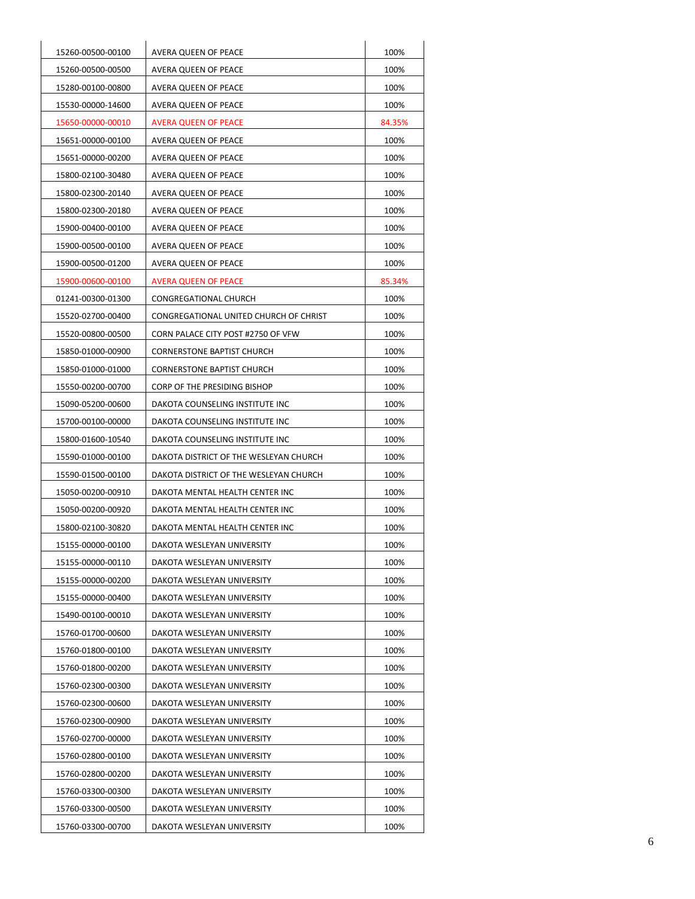| | | |
|---|---|---|
| 15260-00500-00100 | AVERA QUEEN OF PEACE | 100% |
| 15260-00500-00500 | AVERA QUEEN OF PEACE | 100% |
| 15280-00100-00800 | AVERA QUEEN OF PEACE | 100% |
| 15530-00000-14600 | AVERA QUEEN OF PEACE | 100% |
| 15650-00000-00010 | AVERA QUEEN OF PEACE | 84.35% |
| 15651-00000-00100 | AVERA QUEEN OF PEACE | 100% |
| 15651-00000-00200 | AVERA QUEEN OF PEACE | 100% |
| 15800-02100-30480 | AVERA QUEEN OF PEACE | 100% |
| 15800-02300-20140 | AVERA QUEEN OF PEACE | 100% |
| 15800-02300-20180 | AVERA QUEEN OF PEACE | 100% |
| 15900-00400-00100 | AVERA QUEEN OF PEACE | 100% |
| 15900-00500-00100 | AVERA QUEEN OF PEACE | 100% |
| 15900-00500-01200 | AVERA QUEEN OF PEACE | 100% |
| 15900-00600-00100 | AVERA QUEEN OF PEACE | 85.34% |
| 01241-00300-01300 | CONGREGATIONAL CHURCH | 100% |
| 15520-02700-00400 | CONGREGATIONAL UNITED CHURCH OF CHRIST | 100% |
| 15520-00800-00500 | CORN PALACE CITY POST #2750 OF VFW | 100% |
| 15850-01000-00900 | CORNERSTONE BAPTIST CHURCH | 100% |
| 15850-01000-01000 | CORNERSTONE BAPTIST CHURCH | 100% |
| 15550-00200-00700 | CORP OF THE PRESIDING BISHOP | 100% |
| 15090-05200-00600 | DAKOTA COUNSELING INSTITUTE INC | 100% |
| 15700-00100-00000 | DAKOTA COUNSELING INSTITUTE INC | 100% |
| 15800-01600-10540 | DAKOTA COUNSELING INSTITUTE INC | 100% |
| 15590-01000-00100 | DAKOTA DISTRICT OF THE WESLEYAN CHURCH | 100% |
| 15590-01500-00100 | DAKOTA DISTRICT OF THE WESLEYAN CHURCH | 100% |
| 15050-00200-00910 | DAKOTA MENTAL HEALTH CENTER INC | 100% |
| 15050-00200-00920 | DAKOTA MENTAL HEALTH CENTER INC | 100% |
| 15800-02100-30820 | DAKOTA MENTAL HEALTH CENTER INC | 100% |
| 15155-00000-00100 | DAKOTA WESLEYAN UNIVERSITY | 100% |
| 15155-00000-00110 | DAKOTA WESLEYAN UNIVERSITY | 100% |
| 15155-00000-00200 | DAKOTA WESLEYAN UNIVERSITY | 100% |
| 15155-00000-00400 | DAKOTA WESLEYAN UNIVERSITY | 100% |
| 15490-00100-00010 | DAKOTA WESLEYAN UNIVERSITY | 100% |
| 15760-01700-00600 | DAKOTA WESLEYAN UNIVERSITY | 100% |
| 15760-01800-00100 | DAKOTA WESLEYAN UNIVERSITY | 100% |
| 15760-01800-00200 | DAKOTA WESLEYAN UNIVERSITY | 100% |
| 15760-02300-00300 | DAKOTA WESLEYAN UNIVERSITY | 100% |
| 15760-02300-00600 | DAKOTA WESLEYAN UNIVERSITY | 100% |
| 15760-02300-00900 | DAKOTA WESLEYAN UNIVERSITY | 100% |
| 15760-02700-00000 | DAKOTA WESLEYAN UNIVERSITY | 100% |
| 15760-02800-00100 | DAKOTA WESLEYAN UNIVERSITY | 100% |
| 15760-02800-00200 | DAKOTA WESLEYAN UNIVERSITY | 100% |
| 15760-03300-00300 | DAKOTA WESLEYAN UNIVERSITY | 100% |
| 15760-03300-00500 | DAKOTA WESLEYAN UNIVERSITY | 100% |
| 15760-03300-00700 | DAKOTA WESLEYAN UNIVERSITY | 100% |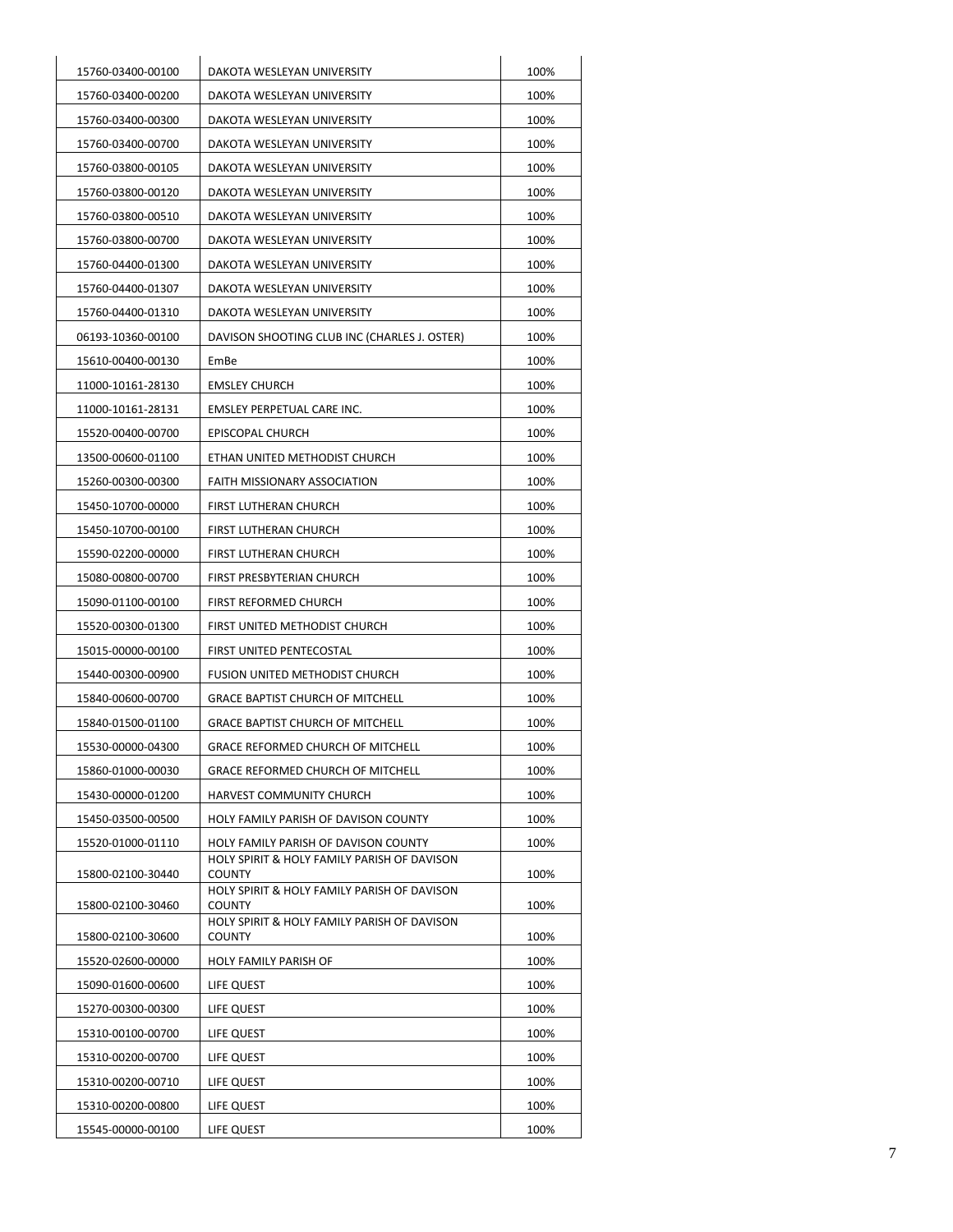| | | |
|---|---|---|
| 15760-03400-00100 | DAKOTA WESLEYAN UNIVERSITY | 100% |
| 15760-03400-00200 | DAKOTA WESLEYAN UNIVERSITY | 100% |
| 15760-03400-00300 | DAKOTA WESLEYAN UNIVERSITY | 100% |
| 15760-03400-00700 | DAKOTA WESLEYAN UNIVERSITY | 100% |
| 15760-03800-00105 | DAKOTA WESLEYAN UNIVERSITY | 100% |
| 15760-03800-00120 | DAKOTA WESLEYAN UNIVERSITY | 100% |
| 15760-03800-00510 | DAKOTA WESLEYAN UNIVERSITY | 100% |
| 15760-03800-00700 | DAKOTA WESLEYAN UNIVERSITY | 100% |
| 15760-04400-01300 | DAKOTA WESLEYAN UNIVERSITY | 100% |
| 15760-04400-01307 | DAKOTA WESLEYAN UNIVERSITY | 100% |
| 15760-04400-01310 | DAKOTA WESLEYAN UNIVERSITY | 100% |
| 06193-10360-00100 | DAVISON SHOOTING CLUB INC (CHARLES J. OSTER) | 100% |
| 15610-00400-00130 | EmBe | 100% |
| 11000-10161-28130 | EMSLEY CHURCH | 100% |
| 11000-10161-28131 | EMSLEY PERPETUAL CARE INC. | 100% |
| 15520-00400-00700 | EPISCOPAL CHURCH | 100% |
| 13500-00600-01100 | ETHAN UNITED METHODIST CHURCH | 100% |
| 15260-00300-00300 | FAITH MISSIONARY ASSOCIATION | 100% |
| 15450-10700-00000 | FIRST LUTHERAN CHURCH | 100% |
| 15450-10700-00100 | FIRST LUTHERAN CHURCH | 100% |
| 15590-02200-00000 | FIRST LUTHERAN CHURCH | 100% |
| 15080-00800-00700 | FIRST PRESBYTERIAN CHURCH | 100% |
| 15090-01100-00100 | FIRST REFORMED CHURCH | 100% |
| 15520-00300-01300 | FIRST UNITED METHODIST CHURCH | 100% |
| 15015-00000-00100 | FIRST UNITED PENTECOSTAL | 100% |
| 15440-00300-00900 | FUSION UNITED METHODIST CHURCH | 100% |
| 15840-00600-00700 | GRACE BAPTIST CHURCH OF MITCHELL | 100% |
| 15840-01500-01100 | GRACE BAPTIST CHURCH OF MITCHELL | 100% |
| 15530-00000-04300 | GRACE REFORMED CHURCH OF MITCHELL | 100% |
| 15860-01000-00030 | GRACE REFORMED CHURCH OF MITCHELL | 100% |
| 15430-00000-01200 | HARVEST COMMUNITY CHURCH | 100% |
| 15450-03500-00500 | HOLY FAMILY PARISH OF DAVISON COUNTY | 100% |
| 15520-01000-01110 | HOLY FAMILY PARISH OF DAVISON COUNTY | 100% |
| 15800-02100-30440 | HOLY SPIRIT & HOLY FAMILY PARISH OF DAVISON COUNTY | 100% |
| 15800-02100-30460 | HOLY SPIRIT & HOLY FAMILY PARISH OF DAVISON COUNTY | 100% |
| 15800-02100-30600 | HOLY SPIRIT & HOLY FAMILY PARISH OF DAVISON COUNTY | 100% |
| 15520-02600-00000 | HOLY FAMILY PARISH OF | 100% |
| 15090-01600-00600 | LIFE QUEST | 100% |
| 15270-00300-00300 | LIFE QUEST | 100% |
| 15310-00100-00700 | LIFE QUEST | 100% |
| 15310-00200-00700 | LIFE QUEST | 100% |
| 15310-00200-00710 | LIFE QUEST | 100% |
| 15310-00200-00800 | LIFE QUEST | 100% |
| 15545-00000-00100 | LIFE QUEST | 100% |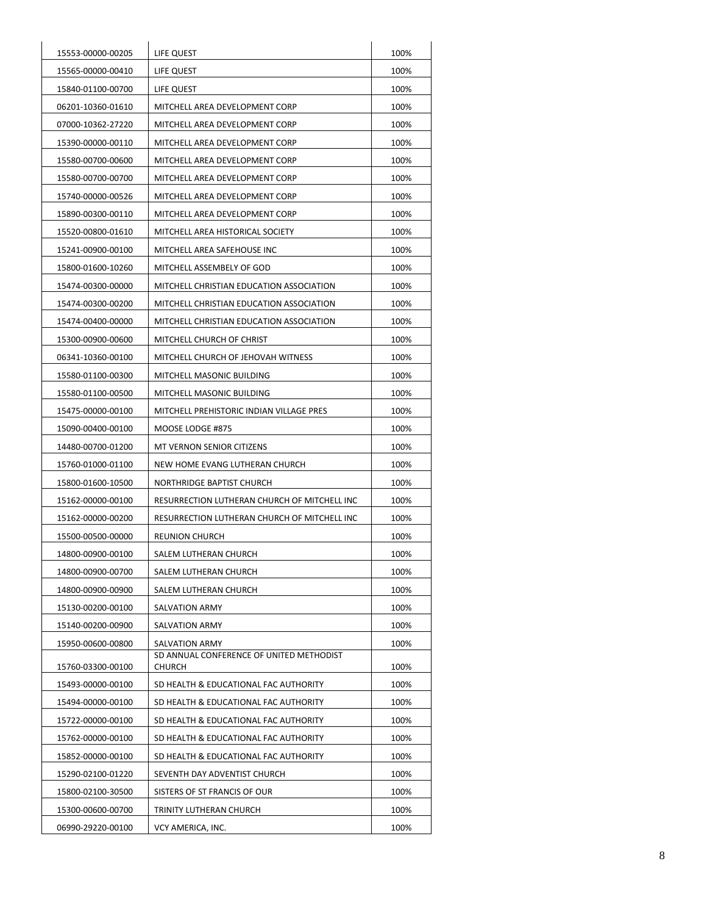| | | |
|---|---|---|
| 15553-00000-00205 | LIFE QUEST | 100% |
| 15565-00000-00410 | LIFE QUEST | 100% |
| 15840-01100-00700 | LIFE QUEST | 100% |
| 06201-10360-01610 | MITCHELL AREA DEVELOPMENT CORP | 100% |
| 07000-10362-27220 | MITCHELL AREA DEVELOPMENT CORP | 100% |
| 15390-00000-00110 | MITCHELL AREA DEVELOPMENT CORP | 100% |
| 15580-00700-00600 | MITCHELL AREA DEVELOPMENT CORP | 100% |
| 15580-00700-00700 | MITCHELL AREA DEVELOPMENT CORP | 100% |
| 15740-00000-00526 | MITCHELL AREA DEVELOPMENT CORP | 100% |
| 15890-00300-00110 | MITCHELL AREA DEVELOPMENT CORP | 100% |
| 15520-00800-01610 | MITCHELL AREA HISTORICAL SOCIETY | 100% |
| 15241-00900-00100 | MITCHELL AREA SAFEHOUSE INC | 100% |
| 15800-01600-10260 | MITCHELL ASSEMBELY OF GOD | 100% |
| 15474-00300-00000 | MITCHELL CHRISTIAN EDUCATION ASSOCIATION | 100% |
| 15474-00300-00200 | MITCHELL CHRISTIAN EDUCATION ASSOCIATION | 100% |
| 15474-00400-00000 | MITCHELL CHRISTIAN EDUCATION ASSOCIATION | 100% |
| 15300-00900-00600 | MITCHELL CHURCH OF CHRIST | 100% |
| 06341-10360-00100 | MITCHELL CHURCH OF JEHOVAH WITNESS | 100% |
| 15580-01100-00300 | MITCHELL MASONIC BUILDING | 100% |
| 15580-01100-00500 | MITCHELL MASONIC BUILDING | 100% |
| 15475-00000-00100 | MITCHELL PREHISTORIC INDIAN VILLAGE PRES | 100% |
| 15090-00400-00100 | MOOSE LODGE #875 | 100% |
| 14480-00700-01200 | MT VERNON SENIOR CITIZENS | 100% |
| 15760-01000-01100 | NEW HOME EVANG LUTHERAN CHURCH | 100% |
| 15800-01600-10500 | NORTHRIDGE BAPTIST CHURCH | 100% |
| 15162-00000-00100 | RESURRECTION LUTHERAN CHURCH OF MITCHELL INC | 100% |
| 15162-00000-00200 | RESURRECTION LUTHERAN CHURCH OF MITCHELL INC | 100% |
| 15500-00500-00000 | REUNION CHURCH | 100% |
| 14800-00900-00100 | SALEM LUTHERAN CHURCH | 100% |
| 14800-00900-00700 | SALEM LUTHERAN CHURCH | 100% |
| 14800-00900-00900 | SALEM LUTHERAN CHURCH | 100% |
| 15130-00200-00100 | SALVATION ARMY | 100% |
| 15140-00200-00900 | SALVATION ARMY | 100% |
| 15950-00600-00800 | SALVATION ARMY | 100% |
| 15760-03300-00100 | SD ANNUAL CONFERENCE OF UNITED METHODIST CHURCH | 100% |
| 15493-00000-00100 | SD HEALTH & EDUCATIONAL FAC AUTHORITY | 100% |
| 15494-00000-00100 | SD HEALTH & EDUCATIONAL FAC AUTHORITY | 100% |
| 15722-00000-00100 | SD HEALTH & EDUCATIONAL FAC AUTHORITY | 100% |
| 15762-00000-00100 | SD HEALTH & EDUCATIONAL FAC AUTHORITY | 100% |
| 15852-00000-00100 | SD HEALTH & EDUCATIONAL FAC AUTHORITY | 100% |
| 15290-02100-01220 | SEVENTH DAY ADVENTIST CHURCH | 100% |
| 15800-02100-30500 | SISTERS OF ST FRANCIS OF OUR | 100% |
| 15300-00600-00700 | TRINITY LUTHERAN CHURCH | 100% |
| 06990-29220-00100 | VCY AMERICA, INC. | 100% |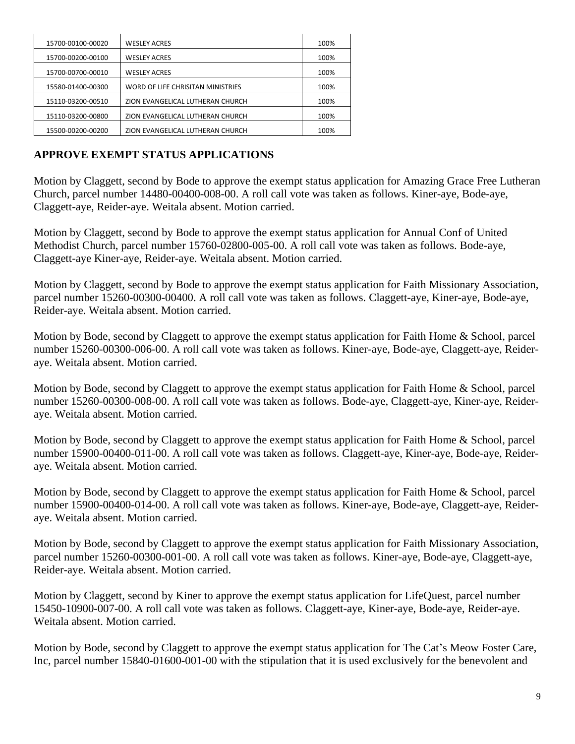| | | |
|---|---|---|
| 15700-00100-00020 | WESLEY ACRES | 100% |
| 15700-00200-00100 | WESLEY ACRES | 100% |
| 15700-00700-00010 | WESLEY ACRES | 100% |
| 15580-01400-00300 | WORD OF LIFE CHRISITAN MINISTRIES | 100% |
| 15110-03200-00510 | ZION EVANGELICAL LUTHERAN CHURCH | 100% |
| 15110-03200-00800 | ZION EVANGELICAL LUTHERAN CHURCH | 100% |
| 15500-00200-00200 | ZION EVANGELICAL LUTHERAN CHURCH | 100% |

**APPROVE EXEMPT STATUS APPLICATIONS**

Motion by Claggett, second by Bode to approve the exempt status application for Amazing Grace Free Lutheran Church, parcel number 14480-00400-008-00. A roll call vote was taken as follows. Kiner-aye, Bode-aye, Claggett-aye, Reider-aye. Weitala absent. Motion carried.

Motion by Claggett, second by Bode to approve the exempt status application for Annual Conf of United Methodist Church, parcel number 15760-02800-005-00. A roll call vote was taken as follows. Bode-aye, Claggett-aye Kiner-aye, Reider-aye. Weitala absent. Motion carried.

Motion by Claggett, second by Bode to approve the exempt status application for Faith Missionary Association, parcel number 15260-00300-00400. A roll call vote was taken as follows. Claggett-aye, Kiner-aye, Bode-aye, Reider-aye. Weitala absent. Motion carried.

Motion by Bode, second by Claggett to approve the exempt status application for Faith Home & School, parcel number 15260-00300-006-00. A roll call vote was taken as follows. Kiner-aye, Bode-aye, Claggett-aye, Reider-aye. Weitala absent. Motion carried.

Motion by Bode, second by Claggett to approve the exempt status application for Faith Home & School, parcel number 15260-00300-008-00. A roll call vote was taken as follows. Bode-aye, Claggett-aye, Kiner-aye, Reider-aye. Weitala absent. Motion carried.

Motion by Bode, second by Claggett to approve the exempt status application for Faith Home & School, parcel number 15900-00400-011-00. A roll call vote was taken as follows. Claggett-aye, Kiner-aye, Bode-aye, Reider-aye. Weitala absent. Motion carried.

Motion by Bode, second by Claggett to approve the exempt status application for Faith Home & School, parcel number 15900-00400-014-00. A roll call vote was taken as follows. Kiner-aye, Bode-aye, Claggett-aye, Reider-aye. Weitala absent. Motion carried.

Motion by Bode, second by Claggett to approve the exempt status application for Faith Missionary Association, parcel number 15260-00300-001-00. A roll call vote was taken as follows. Kiner-aye, Bode-aye, Claggett-aye, Reider-aye. Weitala absent. Motion carried.

Motion by Claggett, second by Kiner to approve the exempt status application for LifeQuest, parcel number 15450-10900-007-00. A roll call vote was taken as follows. Claggett-aye, Kiner-aye, Bode-aye, Reider-aye. Weitala absent. Motion carried.

Motion by Bode, second by Claggett to approve the exempt status application for The Cat's Meow Foster Care, Inc, parcel number 15840-01600-001-00 with the stipulation that it is used exclusively for the benevolent and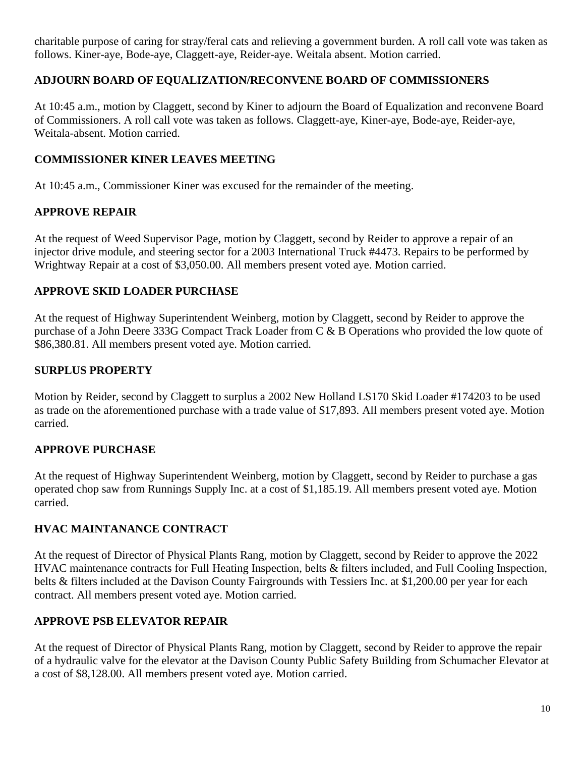charitable purpose of caring for stray/feral cats and relieving a government burden. A roll call vote was taken as follows. Kiner-aye, Bode-aye, Claggett-aye, Reider-aye. Weitala absent. Motion carried.

## ADJOURN BOARD OF EQUALIZATION/RECONVENE BOARD OF COMMISSIONERS

At 10:45 a.m., motion by Claggett, second by Kiner to adjourn the Board of Equalization and reconvene Board of Commissioners. A roll call vote was taken as follows. Claggett-aye, Kiner-aye, Bode-aye, Reider-aye, Weitala-absent. Motion carried.

## COMMISSIONER KINER LEAVES MEETING

At 10:45 a.m., Commissioner Kiner was excused for the remainder of the meeting.

## APPROVE REPAIR

At the request of Weed Supervisor Page, motion by Claggett, second by Reider to approve a repair of an injector drive module, and steering sector for a 2003 International Truck #4473. Repairs to be performed by Wrightway Repair at a cost of $3,050.00. All members present voted aye. Motion carried.

## APPROVE SKID LOADER PURCHASE

At the request of Highway Superintendent Weinberg, motion by Claggett, second by Reider to approve the purchase of a John Deere 333G Compact Track Loader from C & B Operations who provided the low quote of $86,380.81. All members present voted aye. Motion carried.

## SURPLUS PROPERTY

Motion by Reider, second by Claggett to surplus a 2002 New Holland LS170 Skid Loader #174203 to be used as trade on the aforementioned purchase with a trade value of $17,893. All members present voted aye. Motion carried.

## APPROVE PURCHASE

At the request of Highway Superintendent Weinberg, motion by Claggett, second by Reider to purchase a gas operated chop saw from Runnings Supply Inc. at a cost of $1,185.19. All members present voted aye. Motion carried.

## HVAC MAINTANANCE CONTRACT

At the request of Director of Physical Plants Rang, motion by Claggett, second by Reider to approve the 2022 HVAC maintenance contracts for Full Heating Inspection, belts & filters included, and Full Cooling Inspection, belts & filters included at the Davison County Fairgrounds with Tessiers Inc. at $1,200.00 per year for each contract. All members present voted aye. Motion carried.

## APPROVE PSB ELEVATOR REPAIR

At the request of Director of Physical Plants Rang, motion by Claggett, second by Reider to approve the repair of a hydraulic valve for the elevator at the Davison County Public Safety Building from Schumacher Elevator at a cost of $8,128.00. All members present voted aye. Motion carried.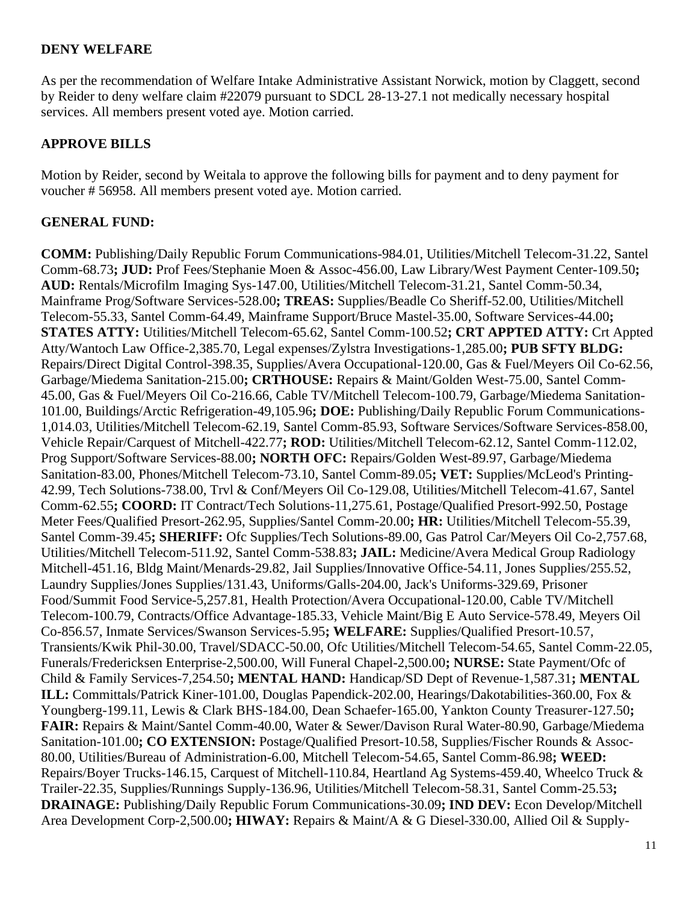**DENY WELFARE**

As per the recommendation of Welfare Intake Administrative Assistant Norwick, motion by Claggett, second by Reider to deny welfare claim #22079 pursuant to SDCL 28-13-27.1 not medically necessary hospital services. All members present voted aye. Motion carried.

**APPROVE BILLS**

Motion by Reider, second by Weitala to approve the following bills for payment and to deny payment for voucher # 56958. All members present voted aye. Motion carried.

**GENERAL FUND:**

**COMM:** Publishing/Daily Republic Forum Communications-984.01, Utilities/Mitchell Telecom-31.22, Santel Comm-68.73**; JUD:** Prof Fees/Stephanie Moen & Assoc-456.00, Law Library/West Payment Center-109.50**; AUD:** Rentals/Microfilm Imaging Sys-147.00, Utilities/Mitchell Telecom-31.21, Santel Comm-50.34, Mainframe Prog/Software Services-528.00**; TREAS:** Supplies/Beadle Co Sheriff-52.00, Utilities/Mitchell Telecom-55.33, Santel Comm-64.49, Mainframe Support/Bruce Mastel-35.00, Software Services-44.00**; STATES ATTY:** Utilities/Mitchell Telecom-65.62, Santel Comm-100.52**; CRT APPTED ATTY:** Crt Appted Atty/Wantoch Law Office-2,385.70, Legal expenses/Zylstra Investigations-1,285.00**; PUB SFTY BLDG:** Repairs/Direct Digital Control-398.35, Supplies/Avera Occupational-120.00, Gas & Fuel/Meyers Oil Co-62.56, Garbage/Miedema Sanitation-215.00**; CRTHOUSE:** Repairs & Maint/Golden West-75.00, Santel Comm-45.00, Gas & Fuel/Meyers Oil Co-216.66, Cable TV/Mitchell Telecom-100.79, Garbage/Miedema Sanitation-101.00, Buildings/Arctic Refrigeration-49,105.96**; DOE:** Publishing/Daily Republic Forum Communications-1,014.03, Utilities/Mitchell Telecom-62.19, Santel Comm-85.93, Software Services/Software Services-858.00, Vehicle Repair/Carquest of Mitchell-422.77**; ROD:** Utilities/Mitchell Telecom-62.12, Santel Comm-112.02, Prog Support/Software Services-88.00**; NORTH OFC:** Repairs/Golden West-89.97, Garbage/Miedema Sanitation-83.00, Phones/Mitchell Telecom-73.10, Santel Comm-89.05**; VET:** Supplies/McLeod's Printing-42.99, Tech Solutions-738.00, Trvl & Conf/Meyers Oil Co-129.08, Utilities/Mitchell Telecom-41.67, Santel Comm-62.55**; COORD:** IT Contract/Tech Solutions-11,275.61, Postage/Qualified Presort-992.50, Postage Meter Fees/Qualified Presort-262.95, Supplies/Santel Comm-20.00**; HR:** Utilities/Mitchell Telecom-55.39, Santel Comm-39.45**; SHERIFF:** Ofc Supplies/Tech Solutions-89.00, Gas Patrol Car/Meyers Oil Co-2,757.68, Utilities/Mitchell Telecom-511.92, Santel Comm-538.83**; JAIL:** Medicine/Avera Medical Group Radiology Mitchell-451.16, Bldg Maint/Menards-29.82, Jail Supplies/Innovative Office-54.11, Jones Supplies/255.52, Laundry Supplies/Jones Supplies/131.43, Uniforms/Galls-204.00, Jack's Uniforms-329.69, Prisoner Food/Summit Food Service-5,257.81, Health Protection/Avera Occupational-120.00, Cable TV/Mitchell Telecom-100.79, Contracts/Office Advantage-185.33, Vehicle Maint/Big E Auto Service-578.49, Meyers Oil Co-856.57, Inmate Services/Swanson Services-5.95**; WELFARE:** Supplies/Qualified Presort-10.57, Transients/Kwik Phil-30.00, Travel/SDACC-50.00, Ofc Utilities/Mitchell Telecom-54.65, Santel Comm-22.05, Funerals/Fredericksen Enterprise-2,500.00, Will Funeral Chapel-2,500.00**; NURSE:** State Payment/Ofc of Child & Family Services-7,254.50**; MENTAL HAND:** Handicap/SD Dept of Revenue-1,587.31**; MENTAL ILL:** Committals/Patrick Kiner-101.00, Douglas Papendick-202.00, Hearings/Dakotabilities-360.00, Fox & Youngberg-199.11, Lewis & Clark BHS-184.00, Dean Schaefer-165.00, Yankton County Treasurer-127.50**; FAIR:** Repairs & Maint/Santel Comm-40.00, Water & Sewer/Davison Rural Water-80.90, Garbage/Miedema Sanitation-101.00**; CO EXTENSION:** Postage/Qualified Presort-10.58, Supplies/Fischer Rounds & Assoc-80.00, Utilities/Bureau of Administration-6.00, Mitchell Telecom-54.65, Santel Comm-86.98**; WEED:** Repairs/Boyer Trucks-146.15, Carquest of Mitchell-110.84, Heartland Ag Systems-459.40, Wheelco Truck & Trailer-22.35, Supplies/Runnings Supply-136.96, Utilities/Mitchell Telecom-58.31, Santel Comm-25.53**; DRAINAGE:** Publishing/Daily Republic Forum Communications-30.09**; IND DEV:** Econ Develop/Mitchell Area Development Corp-2,500.00**; HIWAY:** Repairs & Maint/A & G Diesel-330.00, Allied Oil & Supply-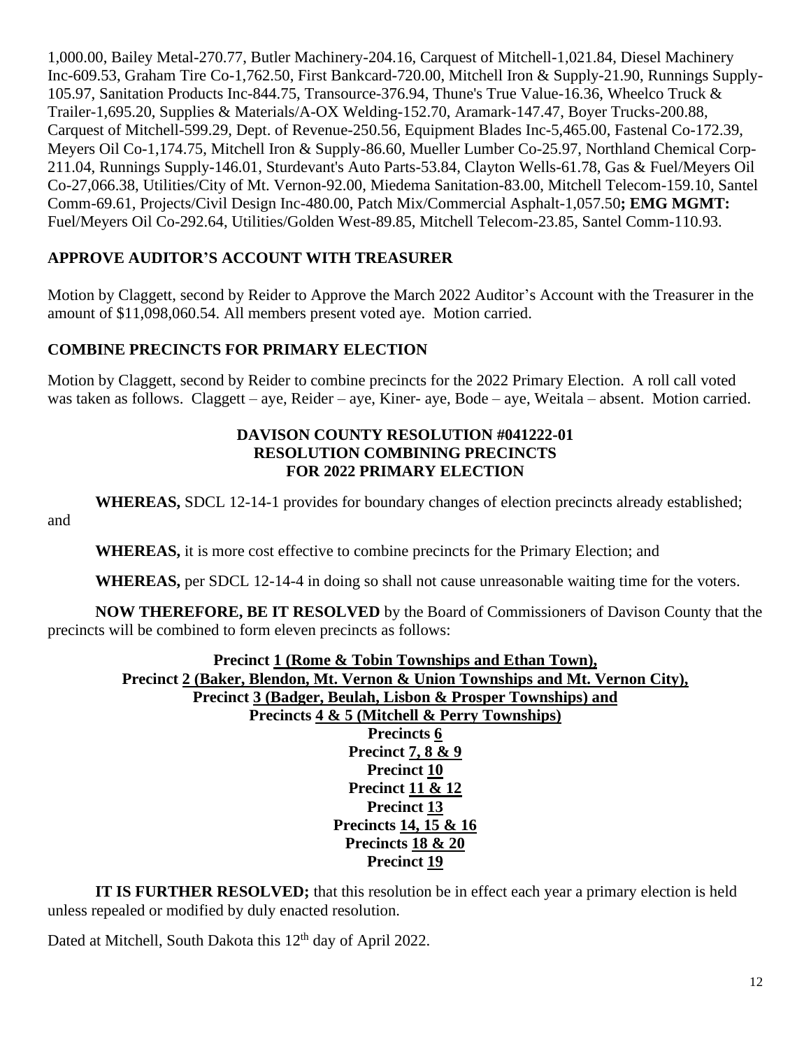1,000.00, Bailey Metal-270.77, Butler Machinery-204.16, Carquest of Mitchell-1,021.84, Diesel Machinery Inc-609.53, Graham Tire Co-1,762.50, First Bankcard-720.00, Mitchell Iron & Supply-21.90, Runnings Supply-105.97, Sanitation Products Inc-844.75, Transource-376.94, Thune's True Value-16.36, Wheelco Truck & Trailer-1,695.20, Supplies & Materials/A-OX Welding-152.70, Aramark-147.47, Boyer Trucks-200.88, Carquest of Mitchell-599.29, Dept. of Revenue-250.56, Equipment Blades Inc-5,465.00, Fastenal Co-172.39, Meyers Oil Co-1,174.75, Mitchell Iron & Supply-86.60, Mueller Lumber Co-25.97, Northland Chemical Corp-211.04, Runnings Supply-146.01, Sturdevant's Auto Parts-53.84, Clayton Wells-61.78, Gas & Fuel/Meyers Oil Co-27,066.38, Utilities/City of Mt. Vernon-92.00, Miedema Sanitation-83.00, Mitchell Telecom-159.10, Santel Comm-69.61, Projects/Civil Design Inc-480.00, Patch Mix/Commercial Asphalt-1,057.50**; EMG MGMT:** Fuel/Meyers Oil Co-292.64, Utilities/Golden West-89.85, Mitchell Telecom-23.85, Santel Comm-110.93.

**APPROVE AUDITOR'S ACCOUNT WITH TREASURER**

Motion by Claggett, second by Reider to Approve the March 2022 Auditor's Account with the Treasurer in the amount of $11,098,060.54. All members present voted aye. Motion carried.

**COMBINE PRECINCTS FOR PRIMARY ELECTION**

Motion by Claggett, second by Reider to combine precincts for the 2022 Primary Election. A roll call voted was taken as follows. Claggett – aye, Reider – aye, Kiner- aye, Bode – aye, Weitala – absent. Motion carried.

**DAVISON COUNTY RESOLUTION #041222-01**
**RESOLUTION COMBINING PRECINCTS**
**FOR 2022 PRIMARY ELECTION**

**WHEREAS,** SDCL 12-14-1 provides for boundary changes of election precincts already established; and

**WHEREAS,** it is more cost effective to combine precincts for the Primary Election; and

**WHEREAS,** per SDCL 12-14-4 in doing so shall not cause unreasonable waiting time for the voters.

**NOW THEREFORE, BE IT RESOLVED** by the Board of Commissioners of Davison County that the precincts will be combined to form eleven precincts as follows:

**Precinct 1 (Rome & Tobin Townships and Ethan Town),**
**Precinct 2 (Baker, Blendon, Mt. Vernon & Union Townships and Mt. Vernon City),**
**Precinct 3 (Badger, Beulah, Lisbon & Prosper Townships) and**
**Precincts 4 & 5 (Mitchell & Perry Townships)**
**Precincts 6**
**Precinct 7, 8 & 9**
**Precinct 10**
**Precinct 11 & 12**
**Precinct 13**
**Precincts 14, 15 & 16**
**Precincts 18 & 20**
**Precinct 19**

**IT IS FURTHER RESOLVED;** that this resolution be in effect each year a primary election is held unless repealed or modified by duly enacted resolution.

Dated at Mitchell, South Dakota this 12th day of April 2022.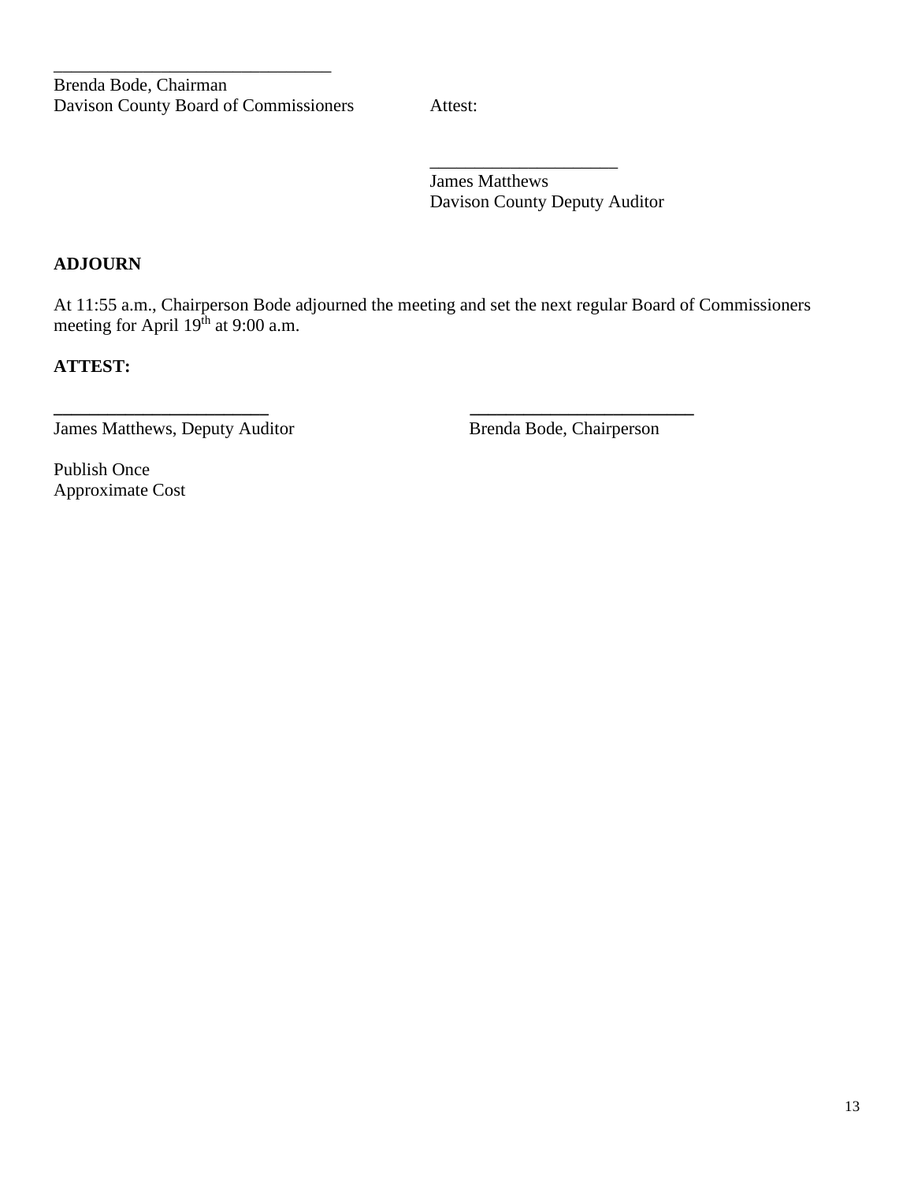_______________________________
Brenda Bode, Chairman
Davison County Board of Commissioners

Attest:

_____________________
James Matthews
Davison County Deputy Auditor

**ADJOURN**

At 11:55 a.m., Chairperson Bode adjourned the meeting and set the next regular Board of Commissioners meeting for April 19th at 9:00 a.m.

**ATTEST:**

________________________
James Matthews, Deputy Auditor

_________________________
Brenda Bode, Chairperson

Publish Once
Approximate Cost